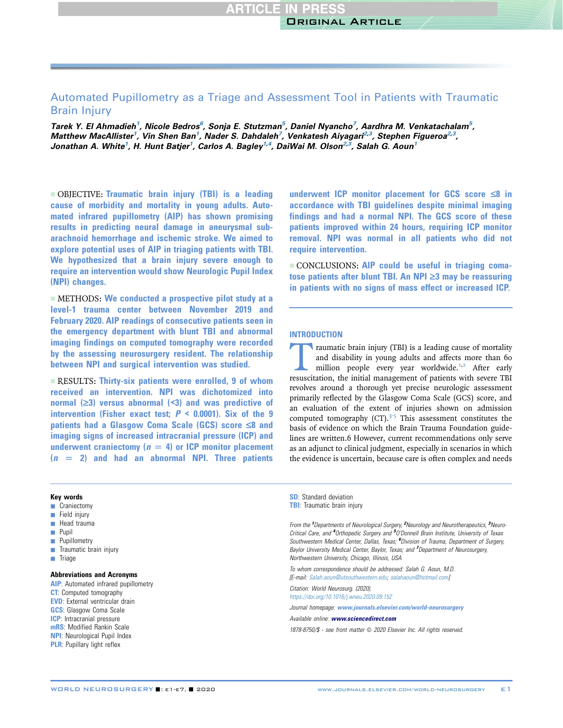# Automated Pupillometry as a Triage and Assessment Tool in Patients with Traumatic Brain Injury

*Tarek Y. El Ahmadieh[1], Nicole Bedros[6], Sonja E. Stutzman[5], Daniel Nyancho[7], Aardhra M. Venkatachalam[5], Matthew MacAllister[1], Vin Shen Ban[1], Nader S. Dahdaleh[7], Venkatesh Aiyagari[2,3], Stephen Figueroa[2,3], Jonathan A. White[1], H. Hunt Batjer[1], Carlos A. Bagley[1,4], DaiWai M. Olson[2,3], Salah G. Aoun[1]*

■ OBJECTIVE: **Traumatic brain injury (TBI) is a leading cause of morbidity and mortality in young adults. Automated infrared pupillometry (AIP) has shown promising results in predicting neural damage in aneurysmal subarachnoid hemorrhage and ischemic stroke. We aimed to explore potential uses of AIP in triaging patients with TBI. We hypothesized that a brain injury severe enough to require an intervention would show Neurologic Pupil Index (NPI) changes.**

■ METHODS: **We conducted a prospective pilot study at a level-1 trauma center between November 2019 and February 2020. AIP readings of consecutive patients seen in the emergency department with blunt TBI and abnormal imaging findings on computed tomography were recorded by the assessing neurosurgery resident. The relationship between NPI and surgical intervention was studied.**

■ RESULTS: **Thirty-six patients were enrolled, 9 of whom received an intervention. NPI was dichotomized into normal (≥3) versus abnormal (<3) and was predictive of intervention (Fisher exact test; $P$ < 0.0001). Six of the 9 patients had a Glasgow Coma Scale (GCS) score ≤8 and imaging signs of increased intracranial pressure (ICP) and underwent craniectomy ($n$ = 4) or ICP monitor placement ($n$ = 2) and had an abnormal NPI. Three patients underwent ICP monitor placement for GCS score ≤8 in accordance with TBI guidelines despite minimal imaging findings and had a normal NPI. The GCS score of these patients improved within 24 hours, requiring ICP monitor removal. NPI was normal in all patients who did not require intervention.**

■ CONCLUSIONS: **AIP could be useful in triaging comatose patients after blunt TBI. An NPI ≥3 may be reassuring in patients with no signs of mass effect or increased ICP.**

**Key words**
- Craniectomy
- Field injury
- Head trauma
- Pupil
- Pupillometry
- Traumatic brain injury
- Triage

**Abbreviations and Acronyms**
AIP: Automated infrared pupillometry
CT: Computed tomography
EVD: External ventricular drain
GCS: Glasgow Coma Scale
ICP: Intracranial pressure
mRS: Modified Rankin Scale
NPI: Neurological Pupil Index
PLR: Pupillary light reflex
SD: Standard deviation
TBI: Traumatic brain injury

From the [1]Departments of Neurological Surgery, [2]Neurology and Neurotherapeutics, [3]Neuro-Critical Care, and [4]Orthopedic Surgery and [5]O'Donnell Brain Institute, University of Texas Southwestern Medical Center, Dallas, Texas; [6]Division of Trauma, Department of Surgery, Baylor University Medical Center, Baylor, Texas; and [7]Department of Neurosurgery, Northwestern University, Chicago, Illinois, USA

To whom correspondence should be addressed: Salah G. Aoun, M.D.
[E-mail: Salah.aoun@utsouthwestern.edu; salahaoun@hotmail.com]

Citation: World Neurosurg. (2020).
https://doi.org/10.1016/j.wneu.2020.09.152

Journal homepage: www.journals.elsevier.com/world-neurosurgery

Available online: www.sciencedirect.com

1878-8750/$ - see front matter © 2020 Elsevier Inc. All rights reserved.

## INTRODUCTION

Traumatic brain injury (TBI) is a leading cause of mortality and disability in young adults and affects more than 60 million people every year worldwide.[1,2] After early resuscitation, the initial management of patients with severe TBI revolves around a thorough yet precise neurologic assessment primarily reflected by the Glasgow Coma Scale (GCS) score, and an evaluation of the extent of injuries shown on admission computed tomography (CT).[3-5] This assessment constitutes the basis of evidence on which the Brain Trauma Foundation guidelines are written.6 However, current recommendations only serve as an adjunct to clinical judgment, especially in scenarios in which the evidence is uncertain, because care is often complex and needs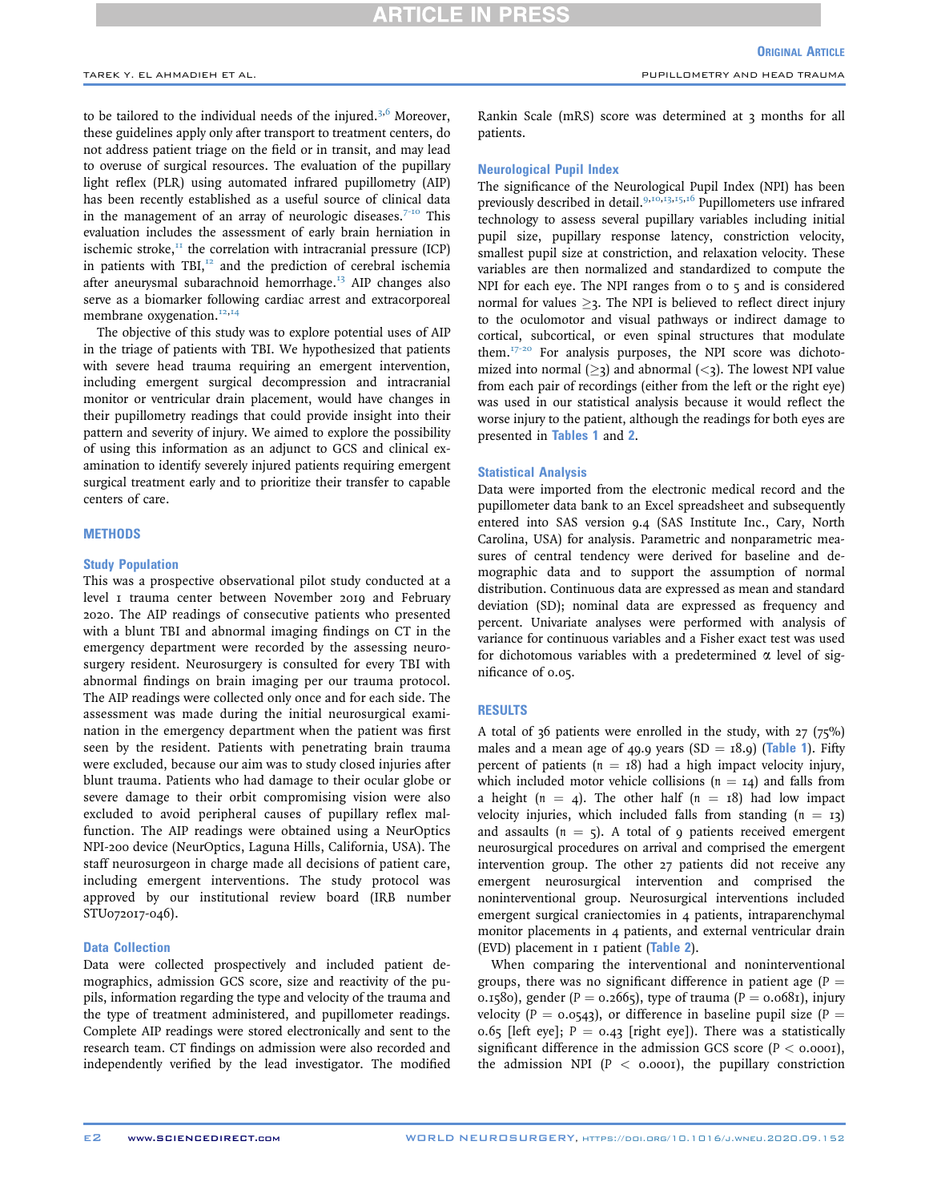to be tailored to the individual needs of the injured.[3,6] Moreover, these guidelines apply only after transport to treatment centers, do not address patient triage on the field or in transit, and may lead to overuse of surgical resources. The evaluation of the pupillary light reflex (PLR) using automated infrared pupillometry (AIP) has been recently established as a useful source of clinical data in the management of an array of neurologic diseases.[7-10] This evaluation includes the assessment of early brain herniation in ischemic stroke,[11] the correlation with intracranial pressure (ICP) in patients with TBI,[12] and the prediction of cerebral ischemia after aneurysmal subarachnoid hemorrhage.[13] AIP changes also serve as a biomarker following cardiac arrest and extracorporeal membrane oxygenation.[12,14]

The objective of this study was to explore potential uses of AIP in the triage of patients with TBI. We hypothesized that patients with severe head trauma requiring an emergent intervention, including emergent surgical decompression and intracranial monitor or ventricular drain placement, would have changes in their pupillometry readings that could provide insight into their pattern and severity of injury. We aimed to explore the possibility of using this information as an adjunct to GCS and clinical examination to identify severely injured patients requiring emergent surgical treatment early and to prioritize their transfer to capable centers of care.

## METHODS

### Study Population

This was a prospective observational pilot study conducted at a level 1 trauma center between November 2019 and February 2020. The AIP readings of consecutive patients who presented with a blunt TBI and abnormal imaging findings on CT in the emergency department were recorded by the assessing neurosurgery resident. Neurosurgery is consulted for every TBI with abnormal findings on brain imaging per our trauma protocol. The AIP readings were collected only once and for each side. The assessment was made during the initial neurosurgical examination in the emergency department when the patient was first seen by the resident. Patients with penetrating brain trauma were excluded, because our aim was to study closed injuries after blunt trauma. Patients who had damage to their ocular globe or severe damage to their orbit compromising vision were also excluded to avoid peripheral causes of pupillary reflex malfunction. The AIP readings were obtained using a NeurOptics NPI-200 device (NeurOptics, Laguna Hills, California, USA). The staff neurosurgeon in charge made all decisions of patient care, including emergent interventions. The study protocol was approved by our institutional review board (IRB number STU072017-046).

### Data Collection

Data were collected prospectively and included patient demographics, admission GCS score, size and reactivity of the pupils, information regarding the type and velocity of the trauma and the type of treatment administered, and pupillometer readings. Complete AIP readings were stored electronically and sent to the research team. CT findings on admission were also recorded and independently verified by the lead investigator. The modified Rankin Scale (mRS) score was determined at 3 months for all patients.

### Neurological Pupil Index

The significance of the Neurological Pupil Index (NPI) has been previously described in detail.[9,10,13,15,16] Pupillometers use infrared technology to assess several pupillary variables including initial pupil size, pupillary response latency, constriction velocity, smallest pupil size at constriction, and relaxation velocity. These variables are then normalized and standardized to compute the NPI for each eye. The NPI ranges from 0 to 5 and is considered normal for values ≥3. The NPI is believed to reflect direct injury to the oculomotor and visual pathways or indirect damage to cortical, subcortical, or even spinal structures that modulate them.[17-20] For analysis purposes, the NPI score was dichotomized into normal (≥3) and abnormal (<3). The lowest NPI value from each pair of recordings (either from the left or the right eye) was used in our statistical analysis because it would reflect the worse injury to the patient, although the readings for both eyes are presented in Tables 1 and 2.

### Statistical Analysis

Data were imported from the electronic medical record and the pupillometer data bank to an Excel spreadsheet and subsequently entered into SAS version 9.4 (SAS Institute Inc., Cary, North Carolina, USA) for analysis. Parametric and nonparametric measures of central tendency were derived for baseline and demographic data and to support the assumption of normal distribution. Continuous data are expressed as mean and standard deviation (SD); nominal data are expressed as frequency and percent. Univariate analyses were performed with analysis of variance for continuous variables and a Fisher exact test was used for dichotomous variables with a predetermined $\alpha$ level of significance of 0.05.

## RESULTS

A total of 36 patients were enrolled in the study, with 27 (75%) males and a mean age of 49.9 years (SD = 18.9) (Table 1). Fifty percent of patients ($n$ = 18) had a high impact velocity injury, which included motor vehicle collisions ($n$ = 14) and falls from a height ($n$ = 4). The other half ($n$ = 18) had low impact velocity injuries, which included falls from standing ($n$ = 13) and assaults ($n$ = 5). A total of 9 patients received emergent neurosurgical procedures on arrival and comprised the emergent intervention group. The other 27 patients did not receive any emergent neurosurgical intervention and comprised the noninterventional group. Neurosurgical interventions included emergent surgical craniectomies in 4 patients, intraparenchymal monitor placements in 4 patients, and external ventricular drain (EVD) placement in 1 patient (Table 2).

When comparing the interventional and noninterventional groups, there was no significant difference in patient age ($P$ = 0.1580), gender ($P$ = 0.2665), type of trauma ($P$ = 0.0681), injury velocity ($P$ = 0.0543), or difference in baseline pupil size ($P$ = 0.65 [left eye]; $P$ = 0.43 [right eye]). There was a statistically significant difference in the admission GCS score ($P$ < 0.0001), the admission NPI ($P$ < 0.0001), the pupillary constriction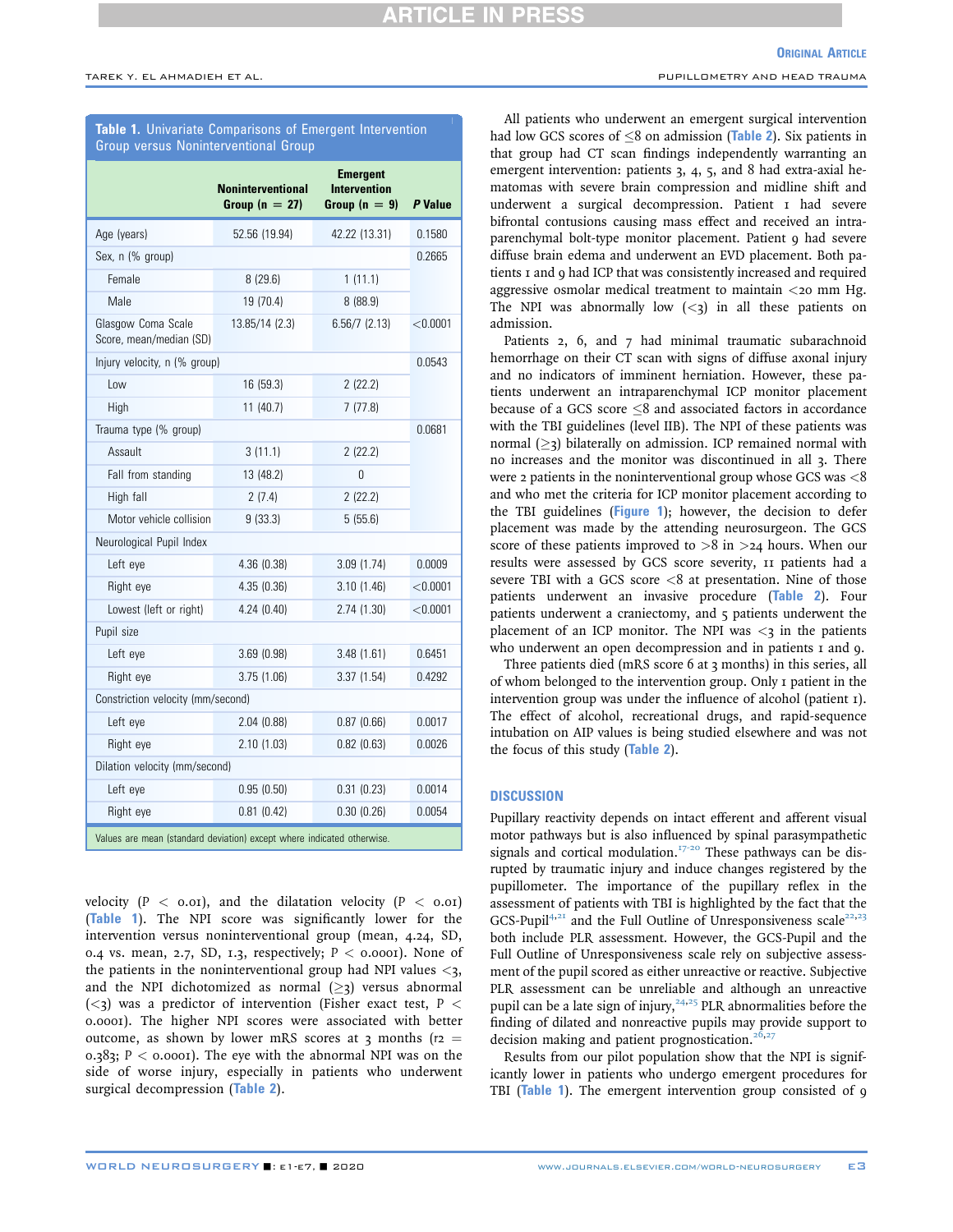**Table 1.** Univariate Comparisons of Emergent Intervention Group versus Noninterventional Group

| | Noninterventional Group (n = 27) | Emergent Intervention Group (n = 9) | P Value |
|---|---|---|---|
| Age (years) | 52.56 (19.94) | 42.22 (13.31) | 0.1580 |
| Sex, n (% group) | | | 0.2665 |
| Female | 8 (29.6) | 1 (11.1) | |
| Male | 19 (70.4) | 8 (88.9) | |
| Glasgow Coma Scale Score, mean/median (SD) | 13.85/14 (2.3) | 6.56/7 (2.13) | <0.0001 |
| Injury velocity, n (% group) | | | 0.0543 |
| Low | 16 (59.3) | 2 (22.2) | |
| High | 11 (40.7) | 7 (77.8) | |
| Trauma type (% group) | | | 0.0681 |
| Assault | 3 (11.1) | 2 (22.2) | |
| Fall from standing | 13 (48.2) | 0 | |
| High fall | 2 (7.4) | 2 (22.2) | |
| Motor vehicle collision | 9 (33.3) | 5 (55.6) | |
| Neurological Pupil Index | | | |
| Left eye | 4.36 (0.38) | 3.09 (1.74) | 0.0009 |
| Right eye | 4.35 (0.36) | 3.10 (1.46) | <0.0001 |
| Lowest (left or right) | 4.24 (0.40) | 2.74 (1.30) | <0.0001 |
| Pupil size | | | |
| Left eye | 3.69 (0.98) | 3.48 (1.61) | 0.6451 |
| Right eye | 3.75 (1.06) | 3.37 (1.54) | 0.4292 |
| Constriction velocity (mm/second) | | | |
| Left eye | 2.04 (0.88) | 0.87 (0.66) | 0.0017 |
| Right eye | 2.10 (1.03) | 0.82 (0.63) | 0.0026 |
| Dilation velocity (mm/second) | | | |
| Left eye | 0.95 (0.50) | 0.31 (0.23) | 0.0014 |
| Right eye | 0.81 (0.42) | 0.30 (0.26) | 0.0054 |

Values are mean (standard deviation) except where indicated otherwise.

velocity ($P < 0.01$), and the dilatation velocity ($P < 0.01$) (Table 1). The NPI score was significantly lower for the intervention versus noninterventional group (mean, 4.24, SD, 0.4 vs. mean, 2.7, SD, 1.3, respectively; $P < 0.0001$). None of the patients in the noninterventional group had NPI values <3, and the NPI dichotomized as normal (≥3) versus abnormal (<3) was a predictor of intervention (Fisher exact test, $P < 0.0001$). The higher NPI scores were associated with better outcome, as shown by lower mRS scores at 3 months ($r2 = 0.383$; $P < 0.0001$). The eye with the abnormal NPI was on the side of worse injury, especially in patients who underwent surgical decompression (Table 2).

All patients who underwent an emergent surgical intervention had low GCS scores of ≤8 on admission (Table 2). Six patients in that group had CT scan findings independently warranting an emergent intervention: patients 3, 4, 5, and 8 had extra-axial hematomas with severe brain compression and midline shift and underwent a surgical decompression. Patient 1 had severe bifrontal contusions causing mass effect and received an intraparenchymal bolt-type monitor placement. Patient 9 had severe diffuse brain edema and underwent an EVD placement. Both patients 1 and 9 had ICP that was consistently increased and required aggressive osmolar medical treatment to maintain <20 mm Hg. The NPI was abnormally low (<3) in all these patients on admission.

Patients 2, 6, and 7 had minimal traumatic subarachnoid hemorrhage on their CT scan with signs of diffuse axonal injury and no indicators of imminent herniation. However, these patients underwent an intraparenchymal ICP monitor placement because of a GCS score ≤8 and associated factors in accordance with the TBI guidelines (level IIB). The NPI of these patients was normal (≥3) bilaterally on admission. ICP remained normal with no increases and the monitor was discontinued in all 3. There were 2 patients in the noninterventional group whose GCS was <8 and who met the criteria for ICP monitor placement according to the TBI guidelines (Figure 1); however, the decision to defer placement was made by the attending neurosurgeon. The GCS score of these patients improved to >8 in >24 hours. When our results were assessed by GCS score severity, 11 patients had a severe TBI with a GCS score <8 at presentation. Nine of those patients underwent an invasive procedure (Table 2). Four patients underwent a craniectomy, and 5 patients underwent the placement of an ICP monitor. The NPI was <3 in the patients who underwent an open decompression and in patients 1 and 9.

Three patients died (mRS score 6 at 3 months) in this series, all of whom belonged to the intervention group. Only 1 patient in the intervention group was under the influence of alcohol (patient 1). The effect of alcohol, recreational drugs, and rapid-sequence intubation on AIP values is being studied elsewhere and was not the focus of this study (Table 2).

## DISCUSSION

Pupillary reactivity depends on intact efferent and afferent visual motor pathways but is also influenced by spinal parasympathetic signals and cortical modulation.[17-20] These pathways can be disrupted by traumatic injury and induce changes registered by the pupillometer. The importance of the pupillary reflex in the assessment of patients with TBI is highlighted by the fact that the GCS-Pupil[4,21] and the Full Outline of Unresponsiveness scale[22,23] both include PLR assessment. However, the GCS-Pupil and the Full Outline of Unresponsiveness scale rely on subjective assessment of the pupil scored as either unreactive or reactive. Subjective PLR assessment can be unreliable and although an unreactive pupil can be a late sign of injury,[24,25] PLR abnormalities before the finding of dilated and nonreactive pupils may provide support to decision making and patient prognostication.[26,27]

Results from our pilot population show that the NPI is significantly lower in patients who undergo emergent procedures for TBI (Table 1). The emergent intervention group consisted of 9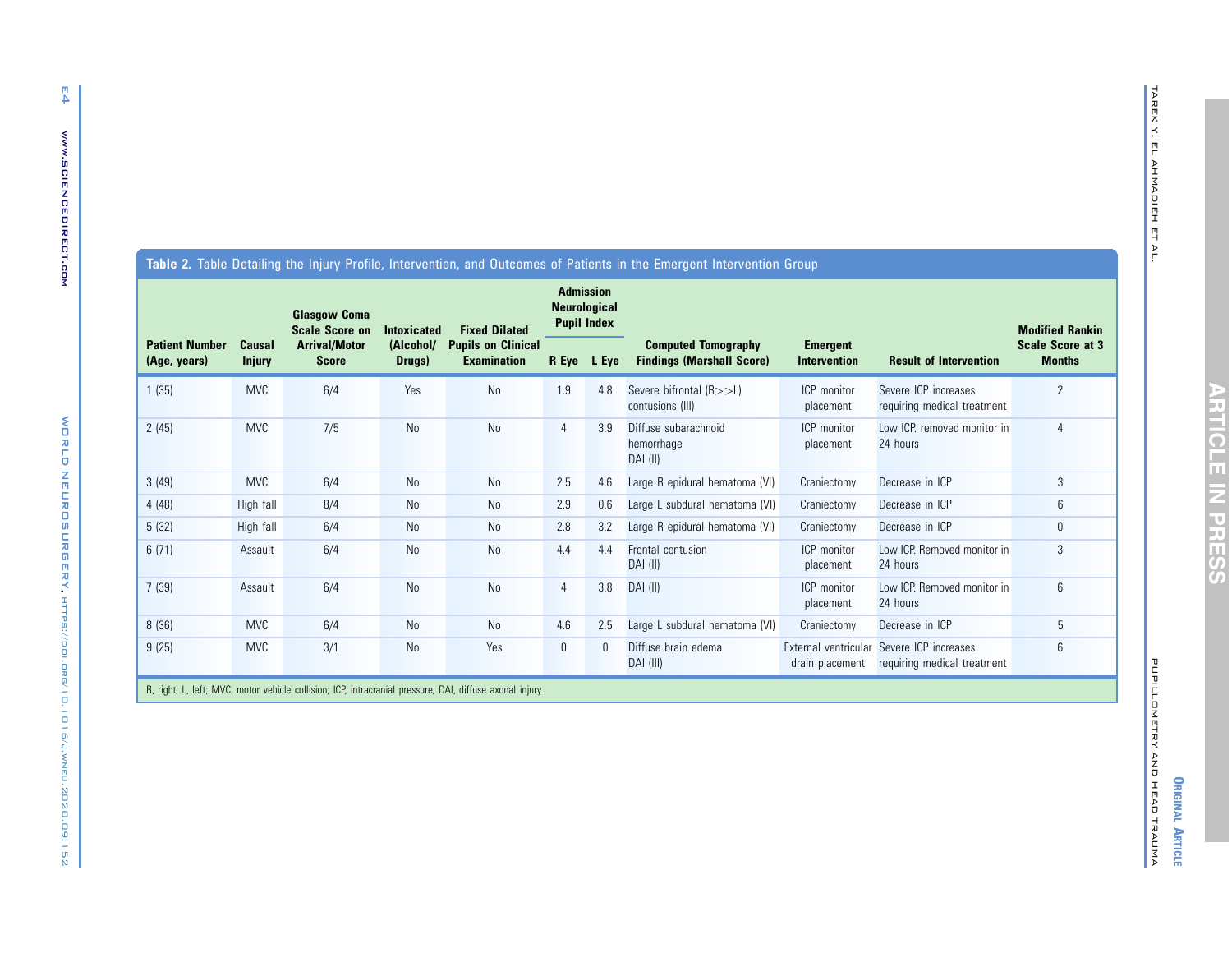**Table 2.** Table Detailing the Injury Profile, Intervention, and Outcomes of Patients in the Emergent Intervention Group

| Patient Number (Age, years) | Causal Injury | Glasgow Coma Scale Score on Arrival/Motor Score | Intoxicated (Alcohol/ Drugs) | Fixed Dilated Pupils on Clinical Examination | Admission Neurological Pupil Index | | Computed Tomography Findings (Marshall Score) | Emergent Intervention | Result of Intervention | Modified Rankin Scale Score at 3 Months |
|---|---|---|---|---|---|---|---|---|---|---|
| | | | | | R Eye | L Eye | | | | |
| 1 (35) | MVC | 6/4 | Yes | No | 1.9 | 4.8 | Severe bifrontal (R>>L) contusions (III) | ICP monitor placement | Severe ICP increases requiring medical treatment | 2 |
| 2 (45) | MVC | 7/5 | No | No | 4 | 3.9 | Diffuse subarachnoid hemorrhage DAI (II) | ICP monitor placement | Low ICP. removed monitor in 24 hours | 4 |
| 3 (49) | MVC | 6/4 | No | No | 2.5 | 4.6 | Large R epidural hematoma (VI) | Craniectomy | Decrease in ICP | 3 |
| 4 (48) | High fall | 8/4 | No | No | 2.9 | 0.6 | Large L subdural hematoma (VI) | Craniectomy | Decrease in ICP | 6 |
| 5 (32) | High fall | 6/4 | No | No | 2.8 | 3.2 | Large R epidural hematoma (VI) | Craniectomy | Decrease in ICP | 0 |
| 6 (71) | Assault | 6/4 | No | No | 4.4 | 4.4 | Frontal contusion DAI (II) | ICP monitor placement | Low ICP. Removed monitor in 24 hours | 3 |
| 7 (39) | Assault | 6/4 | No | No | 4 | 3.8 | DAI (II) | ICP monitor placement | Low ICP. Removed monitor in 24 hours | 6 |
| 8 (36) | MVC | 6/4 | No | No | 4.6 | 2.5 | Large L subdural hematoma (VI) | Craniectomy | Decrease in ICP | 5 |
| 9 (25) | MVC | 3/1 | No | Yes | 0 | 0 | Diffuse brain edema DAI (III) | External ventricular drain placement | Severe ICP increases requiring medical treatment | 6 |

R, right; L, left; MVC, motor vehicle collision; ICP, intracranial pressure; DAI, diffuse axonal injury.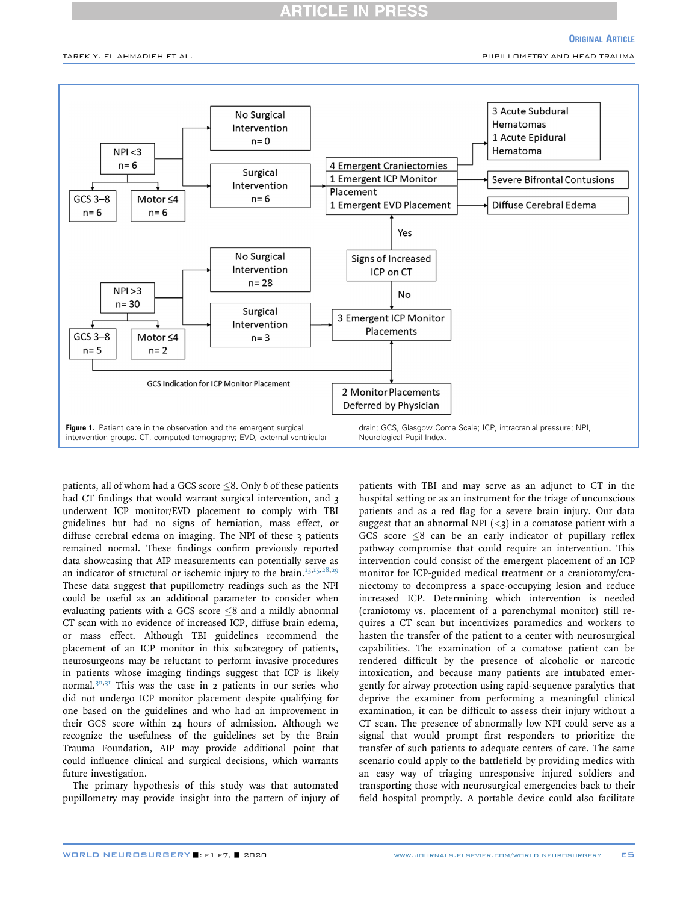**Figure 1.** Patient care in the observation and the emergent surgical intervention groups. CT, computed tomography; EVD, external ventricular drain; GCS, Glasgow Coma Scale; ICP, intracranial pressure; NPI, Neurological Pupil Index.

patients, all of whom had a GCS score ≤8. Only 6 of these patients had CT findings that would warrant surgical intervention, and 3 underwent ICP monitor/EVD placement to comply with TBI guidelines but had no signs of herniation, mass effect, or diffuse cerebral edema on imaging. The NPI of these 3 patients remained normal. These findings confirm previously reported data showcasing that AIP measurements can potentially serve as an indicator of structural or ischemic injury to the brain.[13,15,28,29] These data suggest that pupillometry readings such as the NPI could be useful as an additional parameter to consider when evaluating patients with a GCS score ≤8 and a mildly abnormal CT scan with no evidence of increased ICP, diffuse brain edema, or mass effect. Although TBI guidelines recommend the placement of an ICP monitor in this subcategory of patients, neurosurgeons may be reluctant to perform invasive procedures in patients whose imaging findings suggest that ICP is likely normal.[30,31] This was the case in 2 patients in our series who did not undergo ICP monitor placement despite qualifying for one based on the guidelines and who had an improvement in their GCS score within 24 hours of admission. Although we recognize the usefulness of the guidelines set by the Brain Trauma Foundation, AIP may provide additional point that could influence clinical and surgical decisions, which warrants future investigation.

The primary hypothesis of this study was that automated pupillometry may provide insight into the pattern of injury of patients with TBI and may serve as an adjunct to CT in the hospital setting or as an instrument for the triage of unconscious patients and as a red flag for a severe brain injury. Our data suggest that an abnormal NPI (<3) in a comatose patient with a GCS score ≤8 can be an early indicator of pupillary reflex pathway compromise that could require an intervention. This intervention could consist of the emergent placement of an ICP monitor for ICP-guided medical treatment or a craniotomy/craniectomy to decompress a space-occupying lesion and reduce increased ICP. Determining which intervention is needed (craniotomy vs. placement of a parenchymal monitor) still requires a CT scan but incentivizes paramedics and workers to hasten the transfer of the patient to a center with neurosurgical capabilities. The examination of a comatose patient can be rendered difficult by the presence of alcoholic or narcotic intoxication, and because many patients are intubated emergently for airway protection using rapid-sequence paralytics that deprive the examiner from performing a meaningful clinical examination, it can be difficult to assess their injury without a CT scan. The presence of abnormally low NPI could serve as a signal that would prompt first responders to prioritize the transfer of such patients to adequate centers of care. The same scenario could apply to the battlefield by providing medics with an easy way of triaging unresponsive injured soldiers and transporting those with neurosurgical emergencies back to their field hospital promptly. A portable device could also facilitate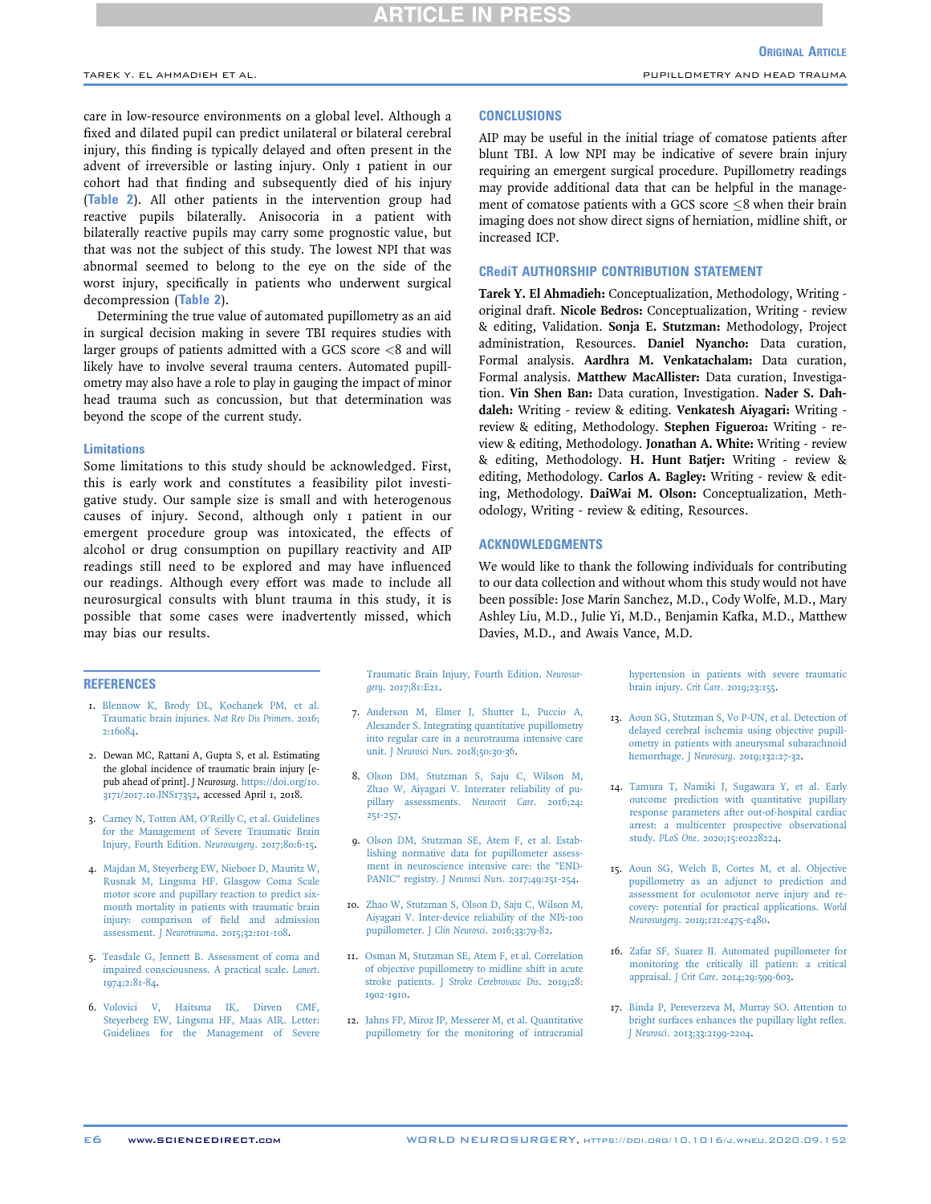care in low-resource environments on a global level. Although a fixed and dilated pupil can predict unilateral or bilateral cerebral injury, this finding is typically delayed and often present in the advent of irreversible or lasting injury. Only 1 patient in our cohort had that finding and subsequently died of his injury (Table 2). All other patients in the intervention group had reactive pupils bilaterally. Anisocoria in a patient with bilaterally reactive pupils may carry some prognostic value, but that was not the subject of this study. The lowest NPI that was abnormal seemed to belong to the eye on the side of the worst injury, specifically in patients who underwent surgical decompression (Table 2).

Determining the true value of automated pupillometry as an aid in surgical decision making in severe TBI requires studies with larger groups of patients admitted with a GCS score <8 and will likely have to involve several trauma centers. Automated pupillometry may also have a role to play in gauging the impact of minor head trauma such as concussion, but that determination was beyond the scope of the current study.

### Limitations

Some limitations to this study should be acknowledged. First, this is early work and constitutes a feasibility pilot investigative study. Our sample size is small and with heterogenous causes of injury. Second, although only 1 patient in our emergent procedure group was intoxicated, the effects of alcohol or drug consumption on pupillary reactivity and AIP readings still need to be explored and may have influenced our readings. Although every effort was made to include all neurosurgical consults with blunt trauma in this study, it is possible that some cases were inadvertently missed, which may bias our results.

## CONCLUSIONS

AIP may be useful in the initial triage of comatose patients after blunt TBI. A low NPI may be indicative of severe brain injury requiring an emergent surgical procedure. Pupillometry readings may provide additional data that can be helpful in the management of comatose patients with a GCS score ≤8 when their brain imaging does not show direct signs of herniation, midline shift, or increased ICP.

## CRediT AUTHORSHIP CONTRIBUTION STATEMENT

**Tarek Y. El Ahmadieh:** Conceptualization, Methodology, Writing - original draft. **Nicole Bedros:** Conceptualization, Writing - review & editing, Validation. **Sonja E. Stutzman:** Methodology, Project administration, Resources. **Daniel Nyancho:** Data curation, Formal analysis. **Aardhra M. Venkatachalam:** Data curation, Formal analysis. **Matthew MacAllister:** Data curation, Investigation. **Vin Shen Ban:** Data curation, Investigation. **Nader S. Dahdaleh:** Writing - review & editing. **Venkatesh Aiyagari:** Writing - review & editing, Methodology. **Stephen Figueroa:** Writing - review & editing, Methodology. **Jonathan A. White:** Writing - review & editing, Methodology. **H. Hunt Batjer:** Writing - review & editing, Methodology. **Carlos A. Bagley:** Writing - review & editing, Methodology. **DaiWai M. Olson:** Conceptualization, Methodology, Writing - review & editing, Resources.

## ACKNOWLEDGMENTS

We would like to thank the following individuals for contributing to our data collection and without whom this study would not have been possible: Jose Marin Sanchez, M.D., Cody Wolfe, M.D., Mary Ashley Liu, M.D., Julie Yi, M.D., Benjamin Kafka, M.D., Matthew Davies, M.D., and Awais Vance, M.D.

## REFERENCES

1. Blennow K, Brody DL, Kochanek PM, et al. Traumatic brain injuries. *Nat Rev Dis Primers*. 2016; 2:16084.
2. Dewan MC, Rattani A, Gupta S, et al. Estimating the global incidence of traumatic brain injury [e-pub ahead of print]. *J Neurosurg*. https://doi.org/10.3171/2017.10.JNS17352, accessed April 1, 2018.
3. Carney N, Totten AM, O'Reilly C, et al. Guidelines for the Management of Severe Traumatic Brain Injury, Fourth Edition. *Neurosurgery*. 2017;80:6-15.
4. Majdan M, Steyerberg EW, Nieboer D, Mauritz W, Rusnak M, Lingsma HF. Glasgow Coma Scale motor score and pupillary reaction to predict six-month mortality in patients with traumatic brain injury: comparison of field and admission assessment. *J Neurotrauma*. 2015;32:101-108.
5. Teasdale G, Jennett B. Assessment of coma and impaired consciousness. A practical scale. *Lancet*. 1974;2:81-84.
6. Volovici V, Haitsma IK, Dirven CMF, Steyerberg EW, Lingsma HF, Maas AIR. Letter: Guidelines for the Management of Severe Traumatic Brain Injury, Fourth Edition. *Neurosurgery*. 2017;81:E21.
7. Anderson M, Elmer J, Shutter L, Puccio A, Alexander S. Integrating quantitative pupillometry into regular care in a neurotrauma intensive care unit. *J Neurosci Nurs*. 2018;50:30-36.
8. Olson DM, Stutzman S, Saju C, Wilson M, Zhao W, Aiyagari V. Interrater reliability of pupillary assessments. *Neurocrit Care*. 2016;24:251-257.
9. Olson DM, Stutzman SE, Atem F, et al. Establishing normative data for pupillometer assessment in neuroscience intensive care: the "END-PANIC" registry. *J Neurosci Nurs*. 2017;49:251-254.
10. Zhao W, Stutzman S, Olson D, Saju C, Wilson M, Aiyagari V. Inter-device reliability of the NPi-100 pupillometer. *J Clin Neurosci*. 2016;33:79-82.
11. Osman M, Stutzman SE, Atem F, et al. Correlation of objective pupillometry to midline shift in acute stroke patients. *J Stroke Cerebrovasc Dis*. 2019;28:1902-1910.
12. Jahns FP, Miroz JP, Messerer M, et al. Quantitative pupillometry for the monitoring of intracranial hypertension in patients with severe traumatic brain injury. *Crit Care*. 2019;23:155.
13. Aoun SG, Stutzman S, Vo P-UN, et al. Detection of delayed cerebral ischemia using objective pupillometry in patients with aneurysmal subarachnoid hemorrhage. *J Neurosurg*. 2019;132:27-32.
14. Tamura T, Namiki J, Sugawara Y, et al. Early outcome prediction with quantitative pupillary response parameters after out-of-hospital cardiac arrest: a multicenter prospective observational study. *PLoS One*. 2020;15:e0228224.
15. Aoun SG, Welch B, Cortes M, et al. Objective pupillometry as an adjunct to prediction and assessment for oculomotor nerve injury and recovery: potential for practical applications. *World Neurosurgery*. 2019;121:e475-e480.
16. Zafar SF, Suarez JI. Automated pupillometer for monitoring the critically ill patient: a critical appraisal. *J Crit Care*. 2014;29:599-603.
17. Binda P, Pereverzeva M, Murray SO. Attention to bright surfaces enhances the pupillary light reflex. *J Neurosci*. 2013;33:2199-2204.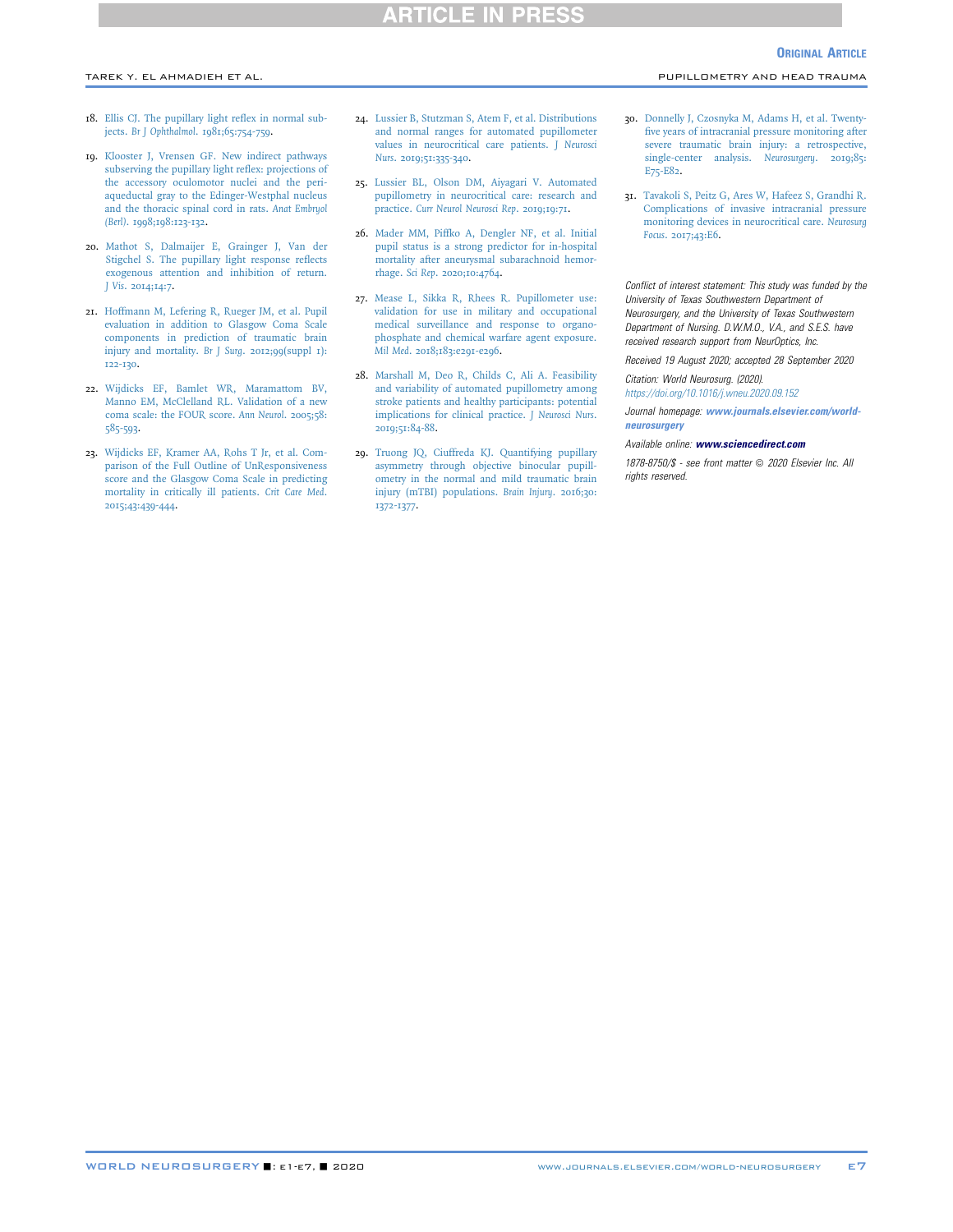18. Ellis CJ. The pupillary light reflex in normal subjects. *Br J Ophthalmol*. 1981;65:754-759.

19. Klooster J, Vrensen GF. New indirect pathways subserving the pupillary light reflex: projections of the accessory oculomotor nuclei and the periaqueductal gray to the Edinger-Westphal nucleus and the thoracic spinal cord in rats. *Anat Embryol (Berl)*. 1998;198:123-132.

20. Mathot S, Dalmaijer E, Grainger J, Van der Stigchel S. The pupillary light response reflects exogenous attention and inhibition of return. *J Vis*. 2014;14:7.

21. Hoffmann M, Lefering R, Rueger JM, et al. Pupil evaluation in addition to Glasgow Coma Scale components in prediction of traumatic brain injury and mortality. *Br J Surg*. 2012;99(suppl 1):122-130.

22. Wijdicks EF, Bamlet WR, Maramattom BV, Manno EM, McClelland RL. Validation of a new coma scale: the FOUR score. *Ann Neurol*. 2005;58:585-593.

23. Wijdicks EF, Kramer AA, Rohs T Jr, et al. Comparison of the Full Outline of UnResponsiveness score and the Glasgow Coma Scale in predicting mortality in critically ill patients. *Crit Care Med*. 2015;43:439-444.

24. Lussier B, Stutzman S, Atem F, et al. Distributions and normal ranges for automated pupillometer values in neurocritical care patients. *J Neurosci Nurs*. 2019;51:335-340.

25. Lussier BL, Olson DM, Aiyagari V. Automated pupillometry in neurocritical care: research and practice. *Curr Neurol Neurosci Rep*. 2019;19:71.

26. Mader MM, Piffko A, Dengler NF, et al. Initial pupil status is a strong predictor for in-hospital mortality after aneurysmal subarachnoid hemorrhage. *Sci Rep*. 2020;10:4764.

27. Mease L, Sikka R, Rhees R. Pupillometer use: validation for use in military and occupational medical surveillance and response to organophosphate and chemical warfare agent exposure. *Mil Med*. 2018;183:e291-e296.

28. Marshall M, Deo R, Childs C, Ali A. Feasibility and variability of automated pupillometry among stroke patients and healthy participants: potential implications for clinical practice. *J Neurosci Nurs*. 2019;51:84-88.

29. Truong JQ, Ciuffreda KJ. Quantifying pupillary asymmetry through objective binocular pupillometry in the normal and mild traumatic brain injury (mTBI) populations. *Brain Injury*. 2016;30:1372-1377.

30. Donnelly J, Czosnyka M, Adams H, et al. Twenty-five years of intracranial pressure monitoring after severe traumatic brain injury: a retrospective, single-center analysis. *Neurosurgery*. 2019;85:E75-E82.

31. Tavakoli S, Peitz G, Ares W, Hafeez S, Grandhi R. Complications of invasive intracranial pressure monitoring devices in neurocritical care. *Neurosurg Focus*. 2017;43:E6.

*Conflict of interest statement: This study was funded by the University of Texas Southwestern Department of Neurosurgery, and the University of Texas Southwestern Department of Nursing. D.W.M.O., V.A., and S.E.S. have received research support from NeurOptics, Inc.*

*Received 19 August 2020; accepted 28 September 2020*

*Citation: World Neurosurg. (2020).*
*https://doi.org/10.1016/j.wneu.2020.09.152*

*Journal homepage:* ***www.journals.elsevier.com/world-neurosurgery***

*Available online:* ***www.sciencedirect.com***

*1878-8750/$ - see front matter © 2020 Elsevier Inc. All rights reserved.*